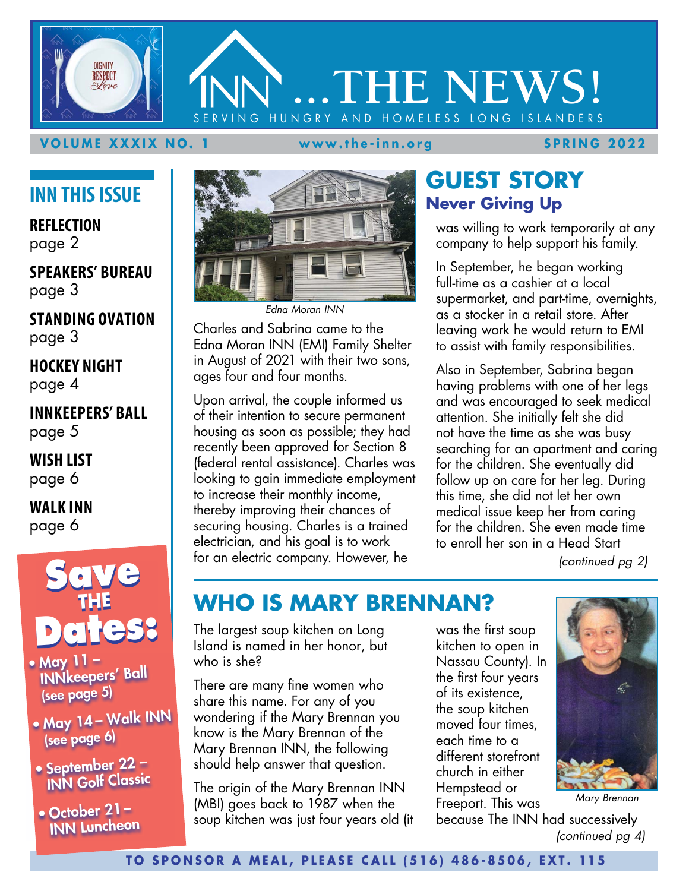# INN ...THE NEWS!

SERVING HUNGRY AND HOMELESS LONG ISLANDERS

**VOLUME XXXIX NO. 1** | **www.the-inn.org** | **SPRING 2022**

## INN THIS ISSUE

**REFLECTION**
page 2

**SPEAKERS' BUREAU**
page 3

**STANDING OVATION**
page 3

**HOCKEY NIGHT**
page 4

**INNKEEPERS' BALL**
page 5

**WISH LIST**
page 6

**WALK INN**
page 6

## Save THE Dates:

- May 11 – INNkeepers' Ball (see page 5)
- May 14 – Walk INN (see page 6)
- September 22 – INN Golf Classic
- October 21 – INN Luncheon

*Edna Moran INN*

## GUEST STORY

### Never Giving Up

Charles and Sabrina came to the Edna Moran INN (EMI) Family Shelter in August of 2021 with their two sons, ages four and four months.

Upon arrival, the couple informed us of their intention to secure permanent housing as soon as possible; they had recently been approved for Section 8 (federal rental assistance). Charles was looking to gain immediate employment to increase their monthly income, thereby improving their chances of securing housing. Charles is a trained electrician, and his goal is to work for an electric company. However, he was willing to work temporarily at any company to help support his family.

In September, he began working full-time as a cashier at a local supermarket, and part-time, overnights, as a stocker in a retail store. After leaving work he would return to EMI to assist with family responsibilities.

Also in September, Sabrina began having problems with one of her legs and was encouraged to seek medical attention. She initially felt she did not have the time as she was busy searching for an apartment and caring for the children. She eventually did follow up on care for her leg. During this time, she did not let her own medical issue keep her from caring for the children. She even made time to enroll her son in a Head Start

*(continued pg 2)*

## WHO IS MARY BRENNAN?

The largest soup kitchen on Long Island is named in her honor, but who is she?

There are many fine women who share this name. For any of you wondering if the Mary Brennan you know is the Mary Brennan of the Mary Brennan INN, the following should help answer that question.

The origin of the Mary Brennan INN (MBI) goes back to 1987 when the soup kitchen was just four years old (it was the first soup kitchen to open in Nassau County). In the first four years of its existence, the soup kitchen moved four times, each time to a different storefront church in either Hempstead or Freeport. This was because The INN had successively

*(continued pg 4)*

*Mary Brennan*

**TO SPONSOR A MEAL, PLEASE CALL (516) 486-8506, EXT. 115**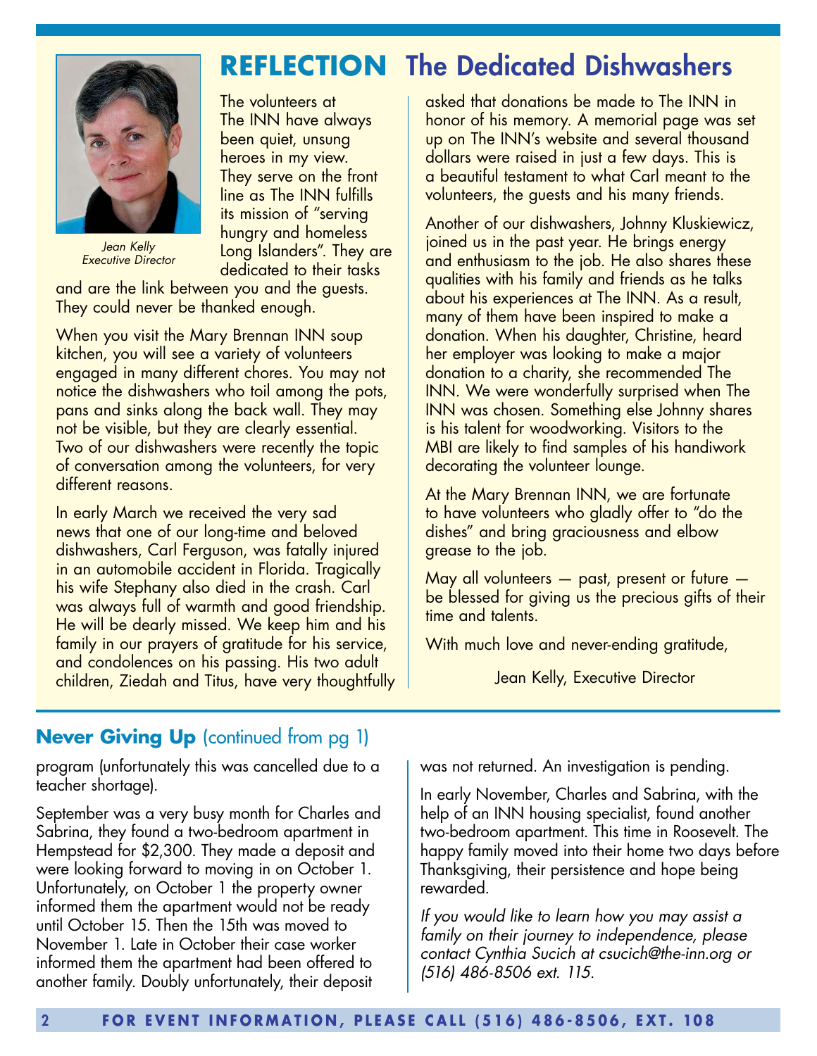# REFLECTION The Dedicated Dishwashers

Jean Kelly
Executive Director

The volunteers at The INN have always been quiet, unsung heroes in my view. They serve on the front line as The INN fulfills its mission of "serving hungry and homeless Long Islanders". They are dedicated to their tasks and are the link between you and the guests. They could never be thanked enough.

When you visit the Mary Brennan INN soup kitchen, you will see a variety of volunteers engaged in many different chores. You may not notice the dishwashers who toil among the pots, pans and sinks along the back wall. They may not be visible, but they are clearly essential. Two of our dishwashers were recently the topic of conversation among the volunteers, for very different reasons.

In early March we received the very sad news that one of our long-time and beloved dishwashers, Carl Ferguson, was fatally injured in an automobile accident in Florida. Tragically his wife Stephany also died in the crash. Carl was always full of warmth and good friendship. He will be dearly missed. We keep him and his family in our prayers of gratitude for his service, and condolences on his passing. His two adult children, Ziedah and Titus, have very thoughtfully asked that donations be made to The INN in honor of his memory. A memorial page was set up on The INN's website and several thousand dollars were raised in just a few days. This is a beautiful testament to what Carl meant to the volunteers, the guests and his many friends.

Another of our dishwashers, Johnny Kluskiewicz, joined us in the past year. He brings energy and enthusiasm to the job. He also shares these qualities with his family and friends as he talks about his experiences at The INN. As a result, many of them have been inspired to make a donation. When his daughter, Christine, heard her employer was looking to make a major donation to a charity, she recommended The INN. We were wonderfully surprised when The INN was chosen. Something else Johnny shares is his talent for woodworking. Visitors to the MBI are likely to find samples of his handiwork decorating the volunteer lounge.

At the Mary Brennan INN, we are fortunate to have volunteers who gladly offer to "do the dishes" and bring graciousness and elbow grease to the job.

May all volunteers — past, present or future — be blessed for giving us the precious gifts of their time and talents.

With much love and never-ending gratitude,

Jean Kelly, Executive Director

## **Never Giving Up** (continued from pg 1)

program (unfortunately this was cancelled due to a teacher shortage).

September was a very busy month for Charles and Sabrina, they found a two-bedroom apartment in Hempstead for $2,300. They made a deposit and were looking forward to moving in on October 1. Unfortunately, on October 1 the property owner informed them the apartment would not be ready until October 15. Then the 15th was moved to November 1. Late in October their case worker informed them the apartment had been offered to another family. Doubly unfortunately, their deposit was not returned. An investigation is pending.

In early November, Charles and Sabrina, with the help of an INN housing specialist, found another two-bedroom apartment. This time in Roosevelt. The happy family moved into their home two days before Thanksgiving, their persistence and hope being rewarded.

*If you would like to learn how you may assist a family on their journey to independence, please contact Cynthia Sucich at csucich@the-inn.org or (516) 486-8506 ext. 115.*

**FOR EVENT INFORMATION, PLEASE CALL (516) 486-8506, EXT. 108**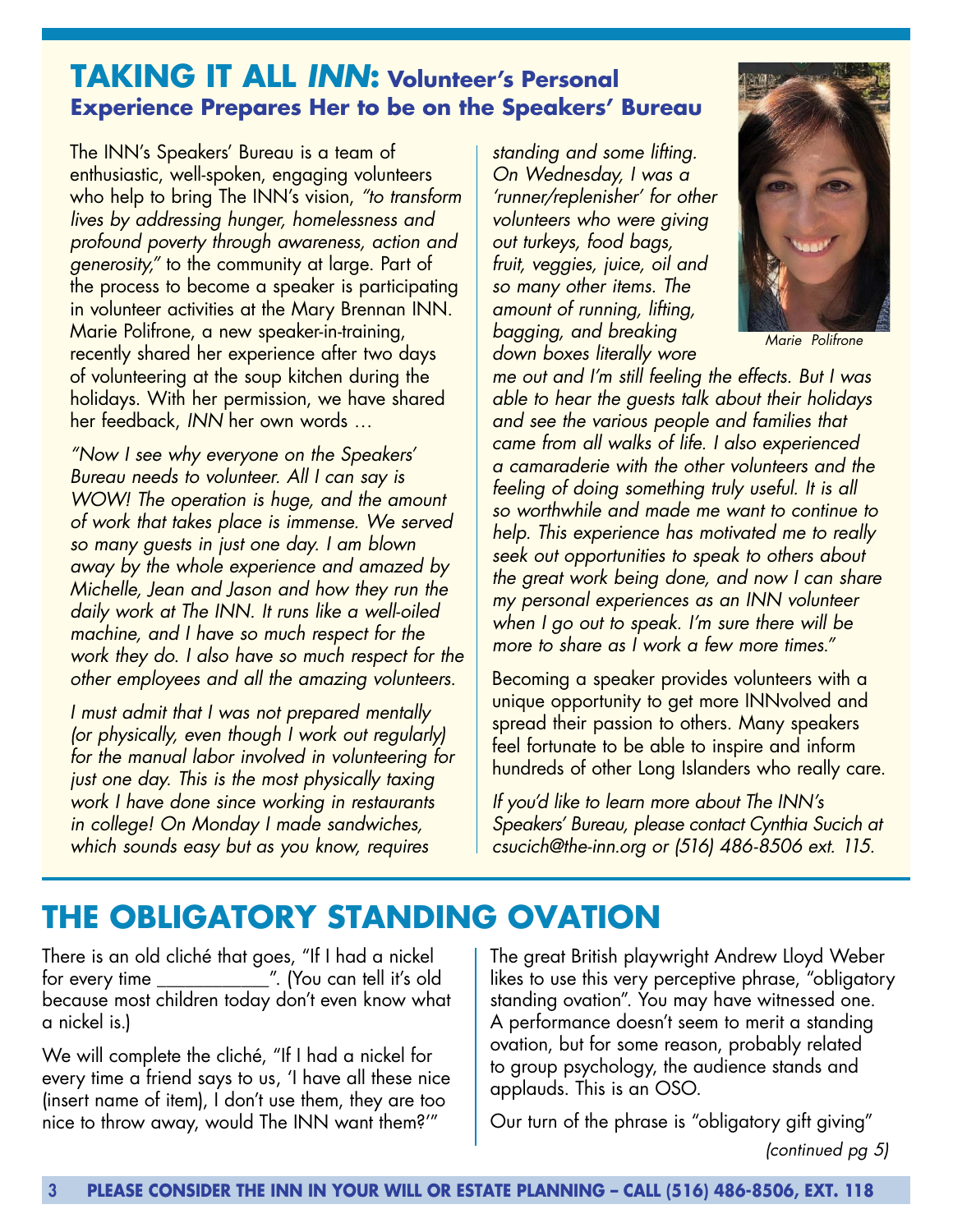## **TAKING IT ALL *INN*: Volunteer's Personal Experience Prepares Her to be on the Speakers' Bureau**

The INN's Speakers' Bureau is a team of enthusiastic, well-spoken, engaging volunteers who help to bring The INN's vision, *"to transform lives by addressing hunger, homelessness and profound poverty through awareness, action and generosity,"* to the community at large. Part of the process to become a speaker is participating in volunteer activities at the Mary Brennan INN. Marie Polifrone, a new speaker-in-training, recently shared her experience after two days of volunteering at the soup kitchen during the holidays. With her permission, we have shared her feedback, *INN* her own words …

*"Now I see why everyone on the Speakers' Bureau needs to volunteer. All I can say is WOW! The operation is huge, and the amount of work that takes place is immense. We served so many guests in just one day. I am blown away by the whole experience and amazed by Michelle, Jean and Jason and how they run the daily work at The INN. It runs like a well-oiled machine, and I have so much respect for the work they do. I also have so much respect for the other employees and all the amazing volunteers.*

*I must admit that I was not prepared mentally (or physically, even though I work out regularly) for the manual labor involved in volunteering for just one day. This is the most physically taxing work I have done since working in restaurants in college! On Monday I made sandwiches, which sounds easy but as you know, requires standing and some lifting. On Wednesday, I was a 'runner/replenisher' for other volunteers who were giving out turkeys, food bags, fruit, veggies, juice, oil and so many other items. The amount of running, lifting, bagging, and breaking down boxes literally wore me out and I'm still feeling the effects. But I was able to hear the guests talk about their holidays and see the various people and families that came from all walks of life. I also experienced a camaraderie with the other volunteers and the feeling of doing something truly useful. It is all so worthwhile and made me want to continue to help. This experience has motivated me to really seek out opportunities to speak to others about the great work being done, and now I can share my personal experiences as an INN volunteer when I go out to speak. I'm sure there will be more to share as I work a few more times."*

*Marie Polifrone*

Becoming a speaker provides volunteers with a unique opportunity to get more INNvolved and spread their passion to others. Many speakers feel fortunate to be able to inspire and inform hundreds of other Long Islanders who really care.

*If you'd like to learn more about The INN's Speakers' Bureau, please contact Cynthia Sucich at csucich@the-inn.org or (516) 486-8506 ext. 115.*

## **THE OBLIGATORY STANDING OVATION**

There is an old cliché that goes, "If I had a nickel for every time ___________". (You can tell it's old because most children today don't even know what a nickel is.)

We will complete the cliché, "If I had a nickel for every time a friend says to us, 'I have all these nice (insert name of item), I don't use them, they are too nice to throw away, would The INN want them?'"

The great British playwright Andrew Lloyd Weber likes to use this very perceptive phrase, "obligatory standing ovation". You may have witnessed one. A performance doesn't seem to merit a standing ovation, but for some reason, probably related to group psychology, the audience stands and applauds. This is an OSO.

Our turn of the phrase is "obligatory gift giving"

*(continued pg 5)*

**PLEASE CONSIDER THE INN IN YOUR WILL OR ESTATE PLANNING – CALL (516) 486-8506, EXT. 118**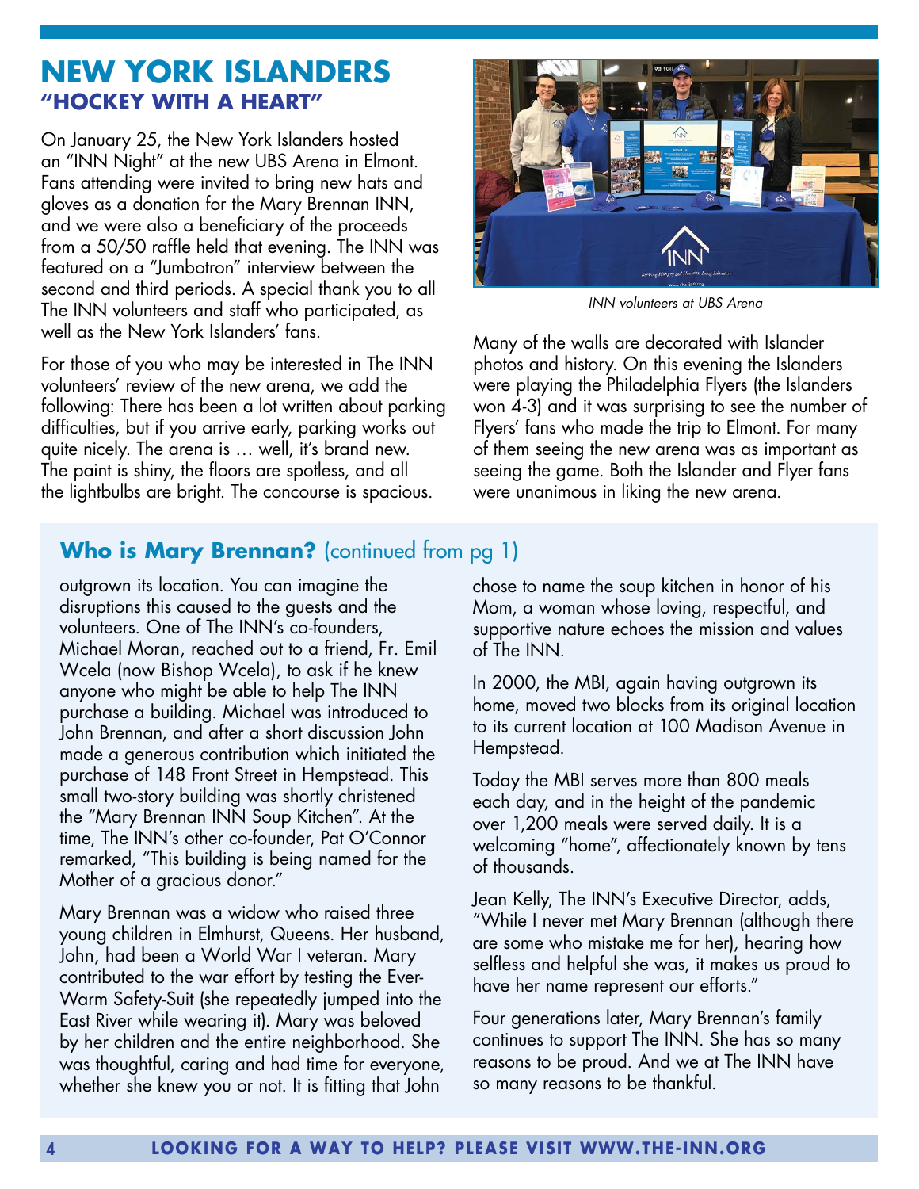# NEW YORK ISLANDERS

## "HOCKEY WITH A HEART"

On January 25, the New York Islanders hosted an "INN Night" at the new UBS Arena in Elmont. Fans attending were invited to bring new hats and gloves as a donation for the Mary Brennan INN, and we were also a beneficiary of the proceeds from a 50/50 raffle held that evening. The INN was featured on a "Jumbotron" interview between the second and third periods. A special thank you to all The INN volunteers and staff who participated, as well as the New York Islanders' fans.

For those of you who may be interested in The INN volunteers' review of the new arena, we add the following: There has been a lot written about parking difficulties, but if you arrive early, parking works out quite nicely. The arena is … well, it's brand new. The paint is shiny, the floors are spotless, and all the lightbulbs are bright. The concourse is spacious.

*INN volunteers at UBS Arena*

Many of the walls are decorated with Islander photos and history. On this evening the Islanders were playing the Philadelphia Flyers (the Islanders won 4-3) and it was surprising to see the number of Flyers' fans who made the trip to Elmont. For many of them seeing the new arena was as important as seeing the game. Both the Islander and Flyer fans were unanimous in liking the new arena.

## **Who is Mary Brennan?** (continued from pg 1)

outgrown its location. You can imagine the disruptions this caused to the guests and the volunteers. One of The INN's co-founders, Michael Moran, reached out to a friend, Fr. Emil Wcela (now Bishop Wcela), to ask if he knew anyone who might be able to help The INN purchase a building. Michael was introduced to John Brennan, and after a short discussion John made a generous contribution which initiated the purchase of 148 Front Street in Hempstead. This small two-story building was shortly christened the "Mary Brennan INN Soup Kitchen". At the time, The INN's other co-founder, Pat O'Connor remarked, "This building is being named for the Mother of a gracious donor."

Mary Brennan was a widow who raised three young children in Elmhurst, Queens. Her husband, John, had been a World War I veteran. Mary contributed to the war effort by testing the Ever-Warm Safety-Suit (she repeatedly jumped into the East River while wearing it). Mary was beloved by her children and the entire neighborhood. She was thoughtful, caring and had time for everyone, whether she knew you or not. It is fitting that John chose to name the soup kitchen in honor of his Mom, a woman whose loving, respectful, and supportive nature echoes the mission and values of The INN.

In 2000, the MBI, again having outgrown its home, moved two blocks from its original location to its current location at 100 Madison Avenue in Hempstead.

Today the MBI serves more than 800 meals each day, and in the height of the pandemic over 1,200 meals were served daily. It is a welcoming "home", affectionately known by tens of thousands.

Jean Kelly, The INN's Executive Director, adds, "While I never met Mary Brennan (although there are some who mistake me for her), hearing how selfless and helpful she was, it makes us proud to have her name represent our efforts."

Four generations later, Mary Brennan's family continues to support The INN. She has so many reasons to be proud. And we at The INN have so many reasons to be thankful.

**LOOKING FOR A WAY TO HELP? PLEASE VISIT WWW.THE-INN.ORG**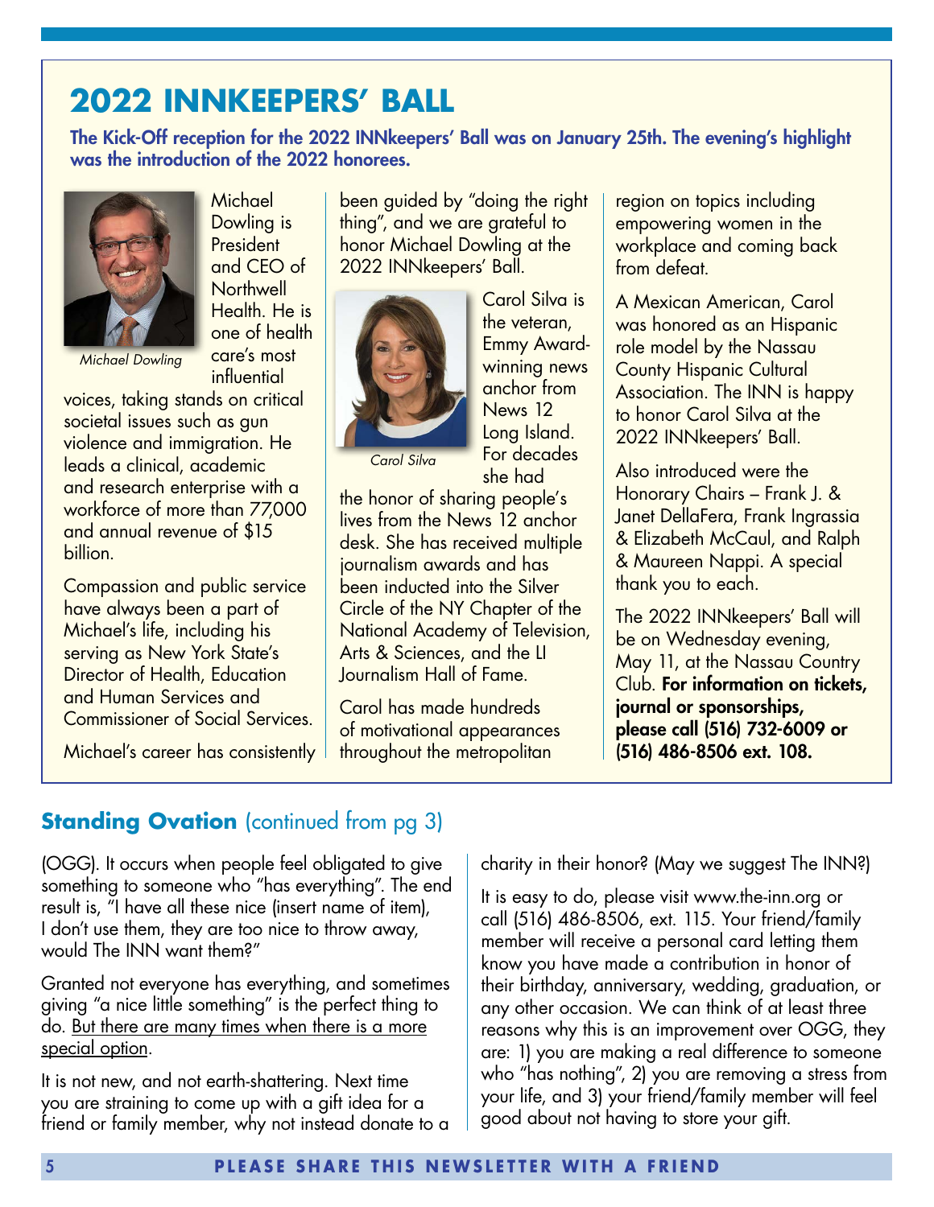## 2022 INNKEEPERS' BALL

**The Kick-Off reception for the 2022 INNkeepers' Ball was on January 25th. The evening's highlight was the introduction of the 2022 honorees.**

*Michael Dowling*

Michael Dowling is President and CEO of Northwell Health. He is one of health care's most influential voices, taking stands on critical societal issues such as gun violence and immigration. He leads a clinical, academic and research enterprise with a workforce of more than 77,000 and annual revenue of $15 billion.

Compassion and public service have always been a part of Michael's life, including his serving as New York State's Director of Health, Education and Human Services and Commissioner of Social Services.

Michael's career has consistently been guided by "doing the right thing", and we are grateful to honor Michael Dowling at the 2022 INNkeepers' Ball.

*Carol Silva*

Carol Silva is the veteran, Emmy Award-winning news anchor from News 12 Long Island. For decades she had the honor of sharing people's lives from the News 12 anchor desk. She has received multiple journalism awards and has been inducted into the Silver Circle of the NY Chapter of the National Academy of Television, Arts & Sciences, and the LI Journalism Hall of Fame.

Carol has made hundreds of motivational appearances throughout the metropolitan region on topics including empowering women in the workplace and coming back from defeat.

A Mexican American, Carol was honored as an Hispanic role model by the Nassau County Hispanic Cultural Association. The INN is happy to honor Carol Silva at the 2022 INNkeepers' Ball.

Also introduced were the Honorary Chairs – Frank J. & Janet DellaFera, Frank Ingrassia & Elizabeth McCaul, and Ralph & Maureen Nappi. A special thank you to each.

The 2022 INNkeepers' Ball will be on Wednesday evening, May 11, at the Nassau Country Club. **For information on tickets, journal or sponsorships, please call (516) 732-6009 or (516) 486-8506 ext. 108.**

## **Standing Ovation** (continued from pg 3)

(OGG). It occurs when people feel obligated to give something to someone who "has everything". The end result is, "I have all these nice (insert name of item), I don't use them, they are too nice to throw away, would The INN want them?"

Granted not everyone has everything, and sometimes giving "a nice little something" is the perfect thing to do. <u>But there are many times when there is a more special option</u>.

It is not new, and not earth-shattering. Next time you are straining to come up with a gift idea for a friend or family member, why not instead donate to a charity in their honor? (May we suggest The INN?)

It is easy to do, please visit www.the-inn.org or call (516) 486-8506, ext. 115. Your friend/family member will receive a personal card letting them know you have made a contribution in honor of their birthday, anniversary, wedding, graduation, or any other occasion. We can think of at least three reasons why this is an improvement over OGG, they are: 1) you are making a real difference to someone who "has nothing", 2) you are removing a stress from your life, and 3) your friend/family member will feel good about not having to store your gift.

**PLEASE SHARE THIS NEWSLETTER WITH A FRIEND**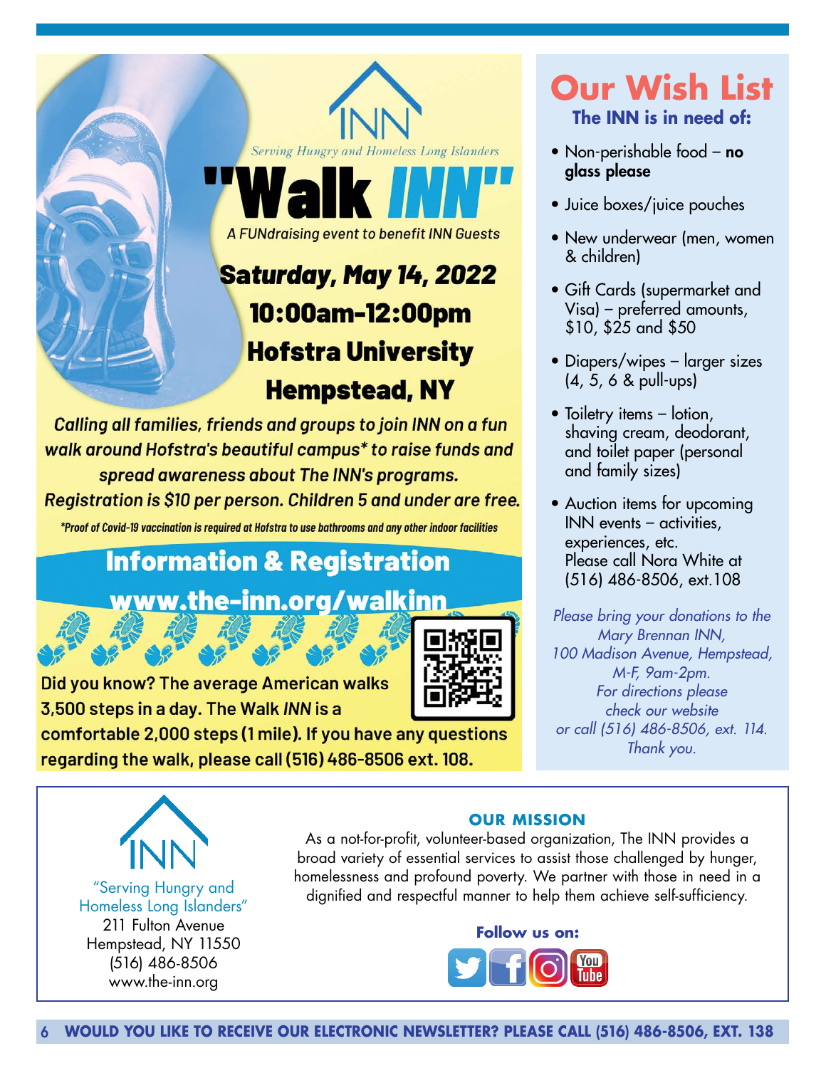INN

*Serving Hungry and Homeless Long Islanders*

# "Walk INN"

*A FUNdraising event to benefit INN Guests*

## Saturday, May 14, 2022
## 10:00am-12:00pm
## Hofstra University
## Hempstead, NY

***Calling all families, friends and groups to join INN on a fun walk around Hofstra's beautiful campus* to raise funds and spread awareness about The INN's programs.***

***Registration is $10 per person. Children 5 and under are free.***

****Proof of Covid-19 vaccination is required at Hofstra to use bathrooms and any other indoor facilities***

## Information & Registration
## www.the-inn.org/walkinn

**Did you know? The average American walks 3,500 steps in a day. The Walk *INN* is a comfortable 2,000 steps (1 mile). If you have any questions regarding the walk, please call (516) 486-8506 ext. 108.**

# Our Wish List

### The INN is in need of:

- Non-perishable food – **no glass please**
- Juice boxes/juice pouches
- New underwear (men, women & children)
- Gift Cards (supermarket and Visa) – preferred amounts, $10, $25 and $50
- Diapers/wipes – larger sizes (4, 5, 6 & pull-ups)
- Toiletry items – lotion, shaving cream, deodorant, and toilet paper (personal and family sizes)
- Auction items for upcoming INN events – activities, experiences, etc.
  Please call Nora White at (516) 486-8506, ext.108

*Please bring your donations to the Mary Brennan INN, 100 Madison Avenue, Hempstead, M-F, 9am-2pm. For directions please check our website or call (516) 486-8506, ext. 114. Thank you.*

INN

"Serving Hungry and Homeless Long Islanders"
211 Fulton Avenue
Hempstead, NY 11550
(516) 486-8506
www.the-inn.org

### OUR MISSION

As a not-for-profit, volunteer-based organization, The INN provides a broad variety of essential services to assist those challenged by hunger, homelessness and profound poverty. We partner with those in need in a dignified and respectful manner to help them achieve self-sufficiency.

**Follow us on:**

**WOULD YOU LIKE TO RECEIVE OUR ELECTRONIC NEWSLETTER? PLEASE CALL (516) 486-8506, EXT. 138**